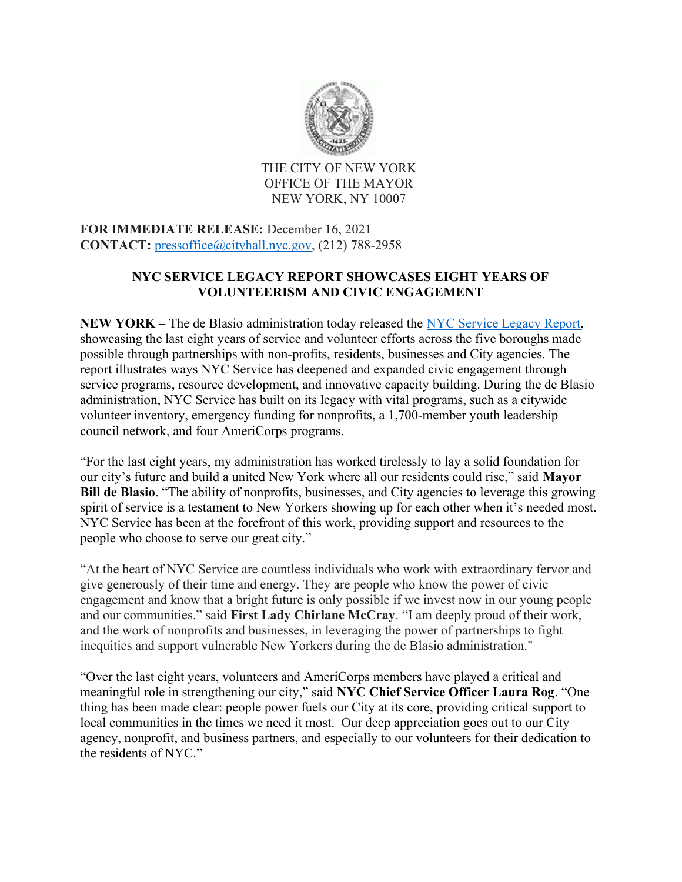THE CITY OF NEW YORK
OFFICE OF THE MAYOR
NEW YORK, NY 10007

**FOR IMMEDIATE RELEASE:** December 16, 2021
**CONTACT:** pressoffice@cityhall.nyc.gov, (212) 788-2958

# NYC SERVICE LEGACY REPORT SHOWCASES EIGHT YEARS OF VOLUNTEERISM AND CIVIC ENGAGEMENT

**NEW YORK –** The de Blasio administration today released the NYC Service Legacy Report, showcasing the last eight years of service and volunteer efforts across the five boroughs made possible through partnerships with non-profits, residents, businesses and City agencies. The report illustrates ways NYC Service has deepened and expanded civic engagement through service programs, resource development, and innovative capacity building. During the de Blasio administration, NYC Service has built on its legacy with vital programs, such as a citywide volunteer inventory, emergency funding for nonprofits, a 1,700-member youth leadership council network, and four AmeriCorps programs.

"For the last eight years, my administration has worked tirelessly to lay a solid foundation for our city's future and build a united New York where all our residents could rise," said **Mayor Bill de Blasio**. "The ability of nonprofits, businesses, and City agencies to leverage this growing spirit of service is a testament to New Yorkers showing up for each other when it's needed most. NYC Service has been at the forefront of this work, providing support and resources to the people who choose to serve our great city."

"At the heart of NYC Service are countless individuals who work with extraordinary fervor and give generously of their time and energy. They are people who know the power of civic engagement and know that a bright future is only possible if we invest now in our young people and our communities." said **First Lady Chirlane McCray**. "I am deeply proud of their work, and the work of nonprofits and businesses, in leveraging the power of partnerships to fight inequities and support vulnerable New Yorkers during the de Blasio administration."

"Over the last eight years, volunteers and AmeriCorps members have played a critical and meaningful role in strengthening our city," said **NYC Chief Service Officer Laura Rog**. "One thing has been made clear: people power fuels our City at its core, providing critical support to local communities in the times we need it most. Our deep appreciation goes out to our City agency, nonprofit, and business partners, and especially to our volunteers for their dedication to the residents of NYC."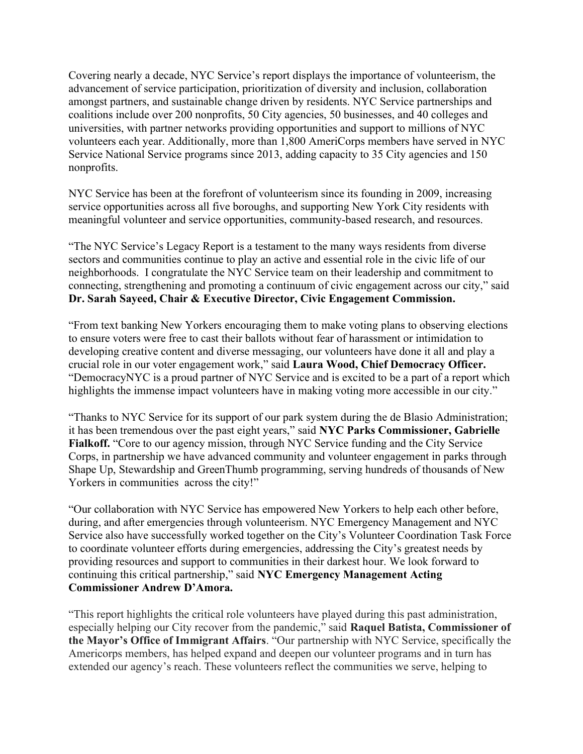Covering nearly a decade, NYC Service's report displays the importance of volunteerism, the advancement of service participation, prioritization of diversity and inclusion, collaboration amongst partners, and sustainable change driven by residents. NYC Service partnerships and coalitions include over 200 nonprofits, 50 City agencies, 50 businesses, and 40 colleges and universities, with partner networks providing opportunities and support to millions of NYC volunteers each year. Additionally, more than 1,800 AmeriCorps members have served in NYC Service National Service programs since 2013, adding capacity to 35 City agencies and 150 nonprofits.

NYC Service has been at the forefront of volunteerism since its founding in 2009, increasing service opportunities across all five boroughs, and supporting New York City residents with meaningful volunteer and service opportunities, community-based research, and resources.

"The NYC Service's Legacy Report is a testament to the many ways residents from diverse sectors and communities continue to play an active and essential role in the civic life of our neighborhoods. I congratulate the NYC Service team on their leadership and commitment to connecting, strengthening and promoting a continuum of civic engagement across our city," said **Dr. Sarah Sayeed, Chair & Executive Director, Civic Engagement Commission.**

"From text banking New Yorkers encouraging them to make voting plans to observing elections to ensure voters were free to cast their ballots without fear of harassment or intimidation to developing creative content and diverse messaging, our volunteers have done it all and play a crucial role in our voter engagement work," said **Laura Wood, Chief Democracy Officer.** "DemocracyNYC is a proud partner of NYC Service and is excited to be a part of a report which highlights the immense impact volunteers have in making voting more accessible in our city."

"Thanks to NYC Service for its support of our park system during the de Blasio Administration; it has been tremendous over the past eight years," said **NYC Parks Commissioner, Gabrielle Fialkoff.** "Core to our agency mission, through NYC Service funding and the City Service Corps, in partnership we have advanced community and volunteer engagement in parks through Shape Up, Stewardship and GreenThumb programming, serving hundreds of thousands of New Yorkers in communities across the city!"

"Our collaboration with NYC Service has empowered New Yorkers to help each other before, during, and after emergencies through volunteerism. NYC Emergency Management and NYC Service also have successfully worked together on the City's Volunteer Coordination Task Force to coordinate volunteer efforts during emergencies, addressing the City's greatest needs by providing resources and support to communities in their darkest hour. We look forward to continuing this critical partnership," said **NYC Emergency Management Acting Commissioner Andrew D'Amora.**

"This report highlights the critical role volunteers have played during this past administration, especially helping our City recover from the pandemic," said **Raquel Batista, Commissioner of the Mayor's Office of Immigrant Affairs**. "Our partnership with NYC Service, specifically the Americorps members, has helped expand and deepen our volunteer programs and in turn has extended our agency's reach. These volunteers reflect the communities we serve, helping to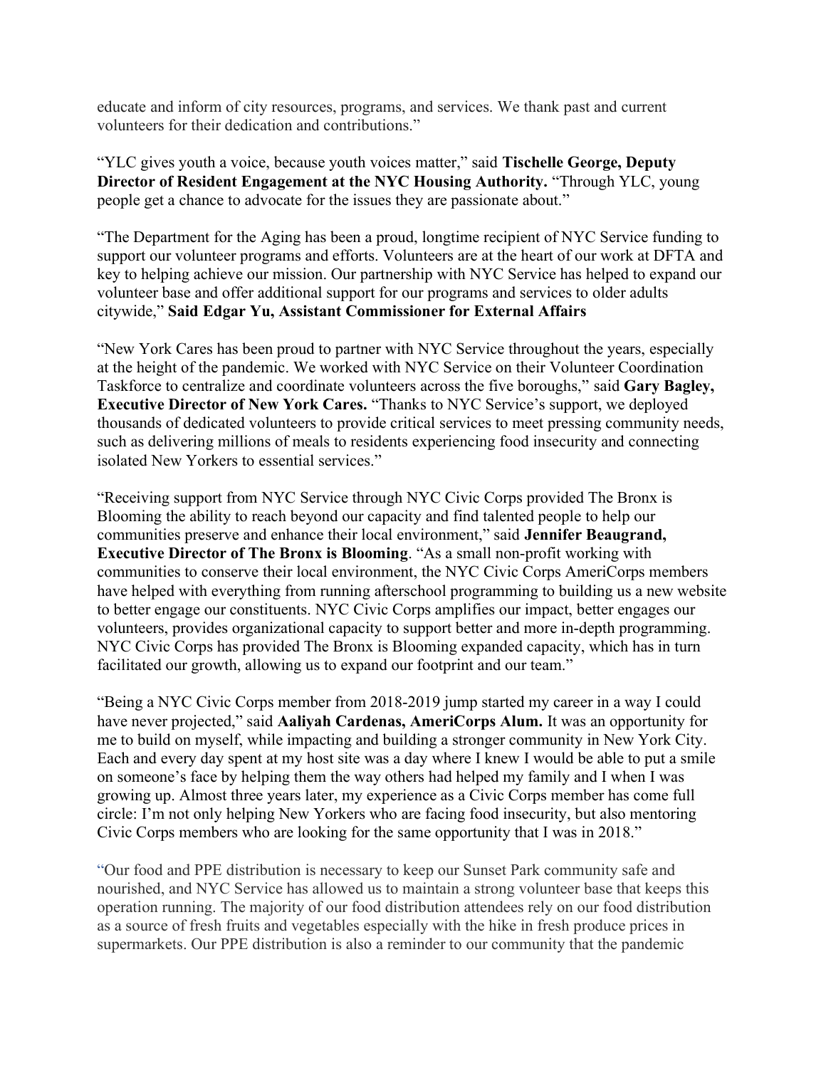educate and inform of city resources, programs, and services. We thank past and current volunteers for their dedication and contributions."

"YLC gives youth a voice, because youth voices matter," said **Tischelle George, Deputy Director of Resident Engagement at the NYC Housing Authority.** "Through YLC, young people get a chance to advocate for the issues they are passionate about."

"The Department for the Aging has been a proud, longtime recipient of NYC Service funding to support our volunteer programs and efforts. Volunteers are at the heart of our work at DFTA and key to helping achieve our mission. Our partnership with NYC Service has helped to expand our volunteer base and offer additional support for our programs and services to older adults citywide," Said **Edgar Yu, Assistant Commissioner for External Affairs**

"New York Cares has been proud to partner with NYC Service throughout the years, especially at the height of the pandemic. We worked with NYC Service on their Volunteer Coordination Taskforce to centralize and coordinate volunteers across the five boroughs," said **Gary Bagley, Executive Director of New York Cares.** "Thanks to NYC Service's support, we deployed thousands of dedicated volunteers to provide critical services to meet pressing community needs, such as delivering millions of meals to residents experiencing food insecurity and connecting isolated New Yorkers to essential services."

"Receiving support from NYC Service through NYC Civic Corps provided The Bronx is Blooming the ability to reach beyond our capacity and find talented people to help our communities preserve and enhance their local environment," said **Jennifer Beaugrand, Executive Director of The Bronx is Blooming**. "As a small non-profit working with communities to conserve their local environment, the NYC Civic Corps AmeriCorps members have helped with everything from running afterschool programming to building us a new website to better engage our constituents. NYC Civic Corps amplifies our impact, better engages our volunteers, provides organizational capacity to support better and more in-depth programming. NYC Civic Corps has provided The Bronx is Blooming expanded capacity, which has in turn facilitated our growth, allowing us to expand our footprint and our team."

"Being a NYC Civic Corps member from 2018-2019 jump started my career in a way I could have never projected," said **Aaliyah Cardenas, AmeriCorps Alum.** It was an opportunity for me to build on myself, while impacting and building a stronger community in New York City. Each and every day spent at my host site was a day where I knew I would be able to put a smile on someone's face by helping them the way others had helped my family and I when I was growing up. Almost three years later, my experience as a Civic Corps member has come full circle: I'm not only helping New Yorkers who are facing food insecurity, but also mentoring Civic Corps members who are looking for the same opportunity that I was in 2018."

"Our food and PPE distribution is necessary to keep our Sunset Park community safe and nourished, and NYC Service has allowed us to maintain a strong volunteer base that keeps this operation running. The majority of our food distribution attendees rely on our food distribution as a source of fresh fruits and vegetables especially with the hike in fresh produce prices in supermarkets. Our PPE distribution is also a reminder to our community that the pandemic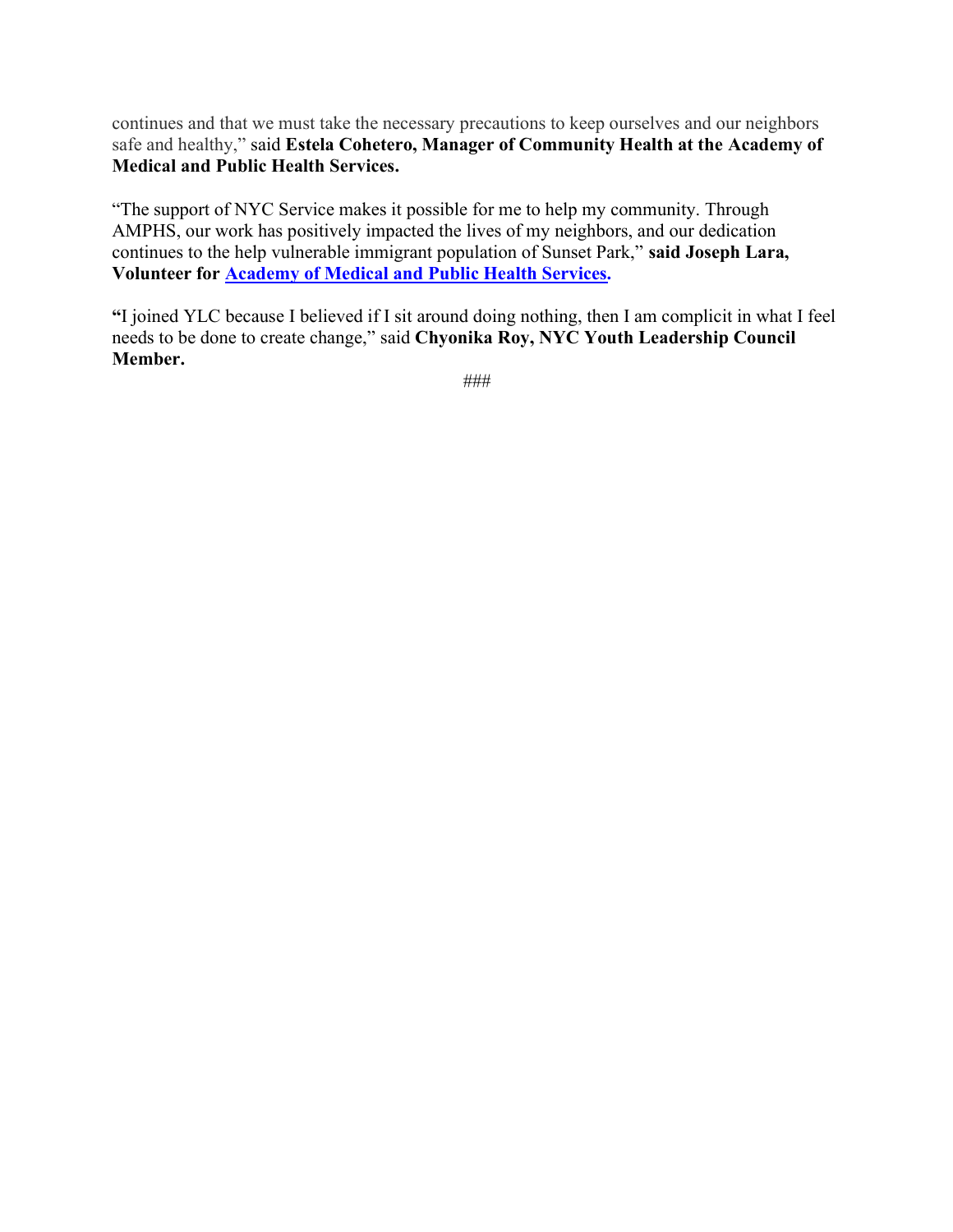continues and that we must take the necessary precautions to keep ourselves and our neighbors safe and healthy," said **Estela Cohetero, Manager of Community Health at the Academy of Medical and Public Health Services.**

"The support of NYC Service makes it possible for me to help my community. Through AMPHS, our work has positively impacted the lives of my neighbors, and our dedication continues to the help vulnerable immigrant population of Sunset Park," **said Joseph Lara, Volunteer for Academy of Medical and Public Health Services.**

**"**I joined YLC because I believed if I sit around doing nothing, then I am complicit in what I feel needs to be done to create change," said **Chyonika Roy, NYC Youth Leadership Council Member.**

###